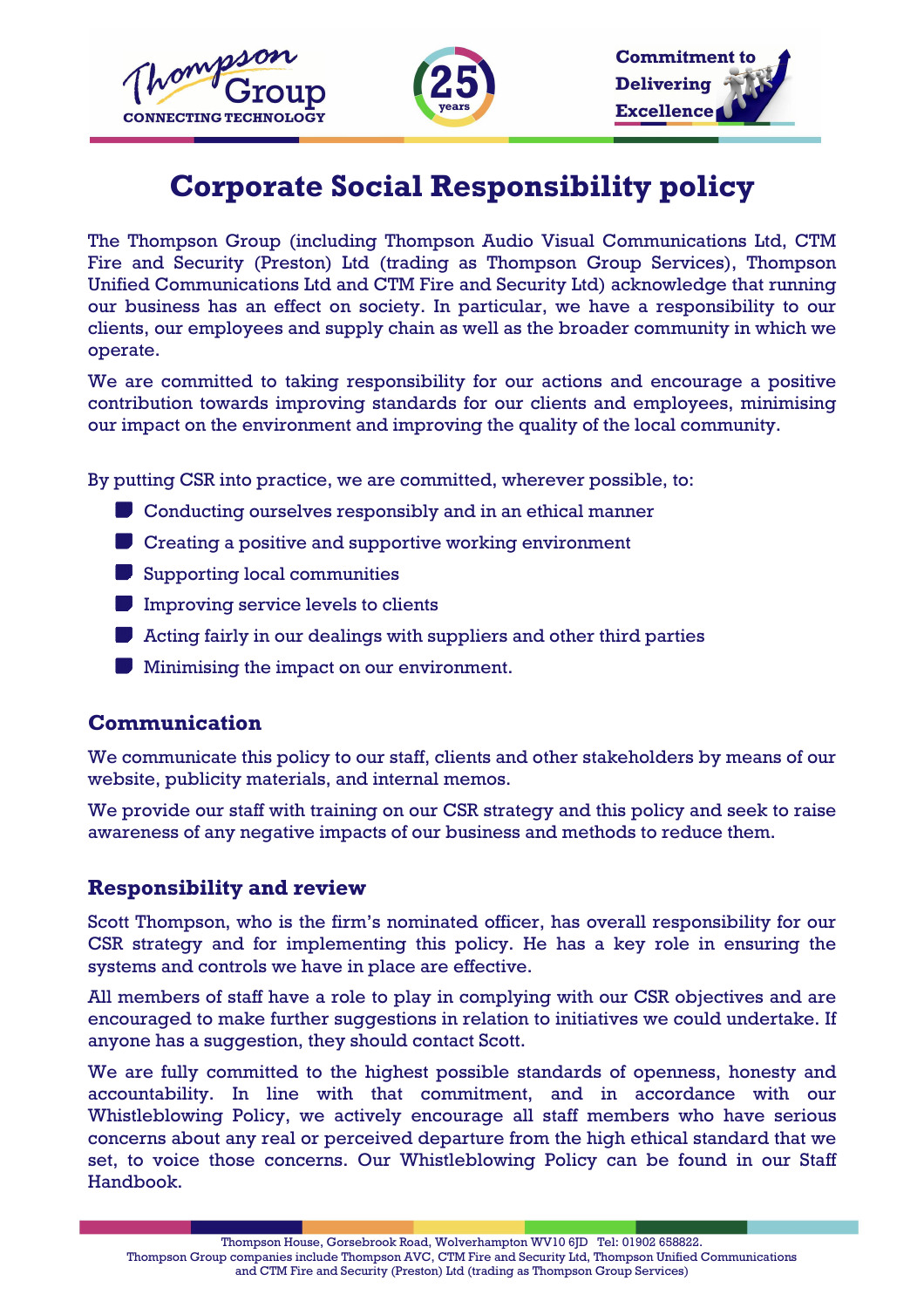# Corporate Social Responsibility policy

The Thompson Group (including Thompson Audio Visual Communications Ltd, CTM Fire and Security (Preston) Ltd (trading as Thompson Group Services), Thompson Unified Communications Ltd and CTM Fire and Security Ltd) acknowledge that running our business has an effect on society. In particular, we have a responsibility to our clients, our employees and supply chain as well as the broader community in which we operate.

We are committed to taking responsibility for our actions and encourage a positive contribution towards improving standards for our clients and employees, minimising our impact on the environment and improving the quality of the local community.

By putting CSR into practice, we are committed, wherever possible, to:

- Conducting ourselves responsibly and in an ethical manner
- Creating a positive and supportive working environment
- Supporting local communities
- Improving service levels to clients
- Acting fairly in our dealings with suppliers and other third parties
- Minimising the impact on our environment.

## Communication

We communicate this policy to our staff, clients and other stakeholders by means of our website, publicity materials, and internal memos.

We provide our staff with training on our CSR strategy and this policy and seek to raise awareness of any negative impacts of our business and methods to reduce them.

## Responsibility and review

Scott Thompson, who is the firm's nominated officer, has overall responsibility for our CSR strategy and for implementing this policy. He has a key role in ensuring the systems and controls we have in place are effective.

All members of staff have a role to play in complying with our CSR objectives and are encouraged to make further suggestions in relation to initiatives we could undertake. If anyone has a suggestion, they should contact Scott.

We are fully committed to the highest possible standards of openness, honesty and accountability. In line with that commitment, and in accordance with our Whistleblowing Policy, we actively encourage all staff members who have serious concerns about any real or perceived departure from the high ethical standard that we set, to voice those concerns. Our Whistleblowing Policy can be found in our Staff Handbook.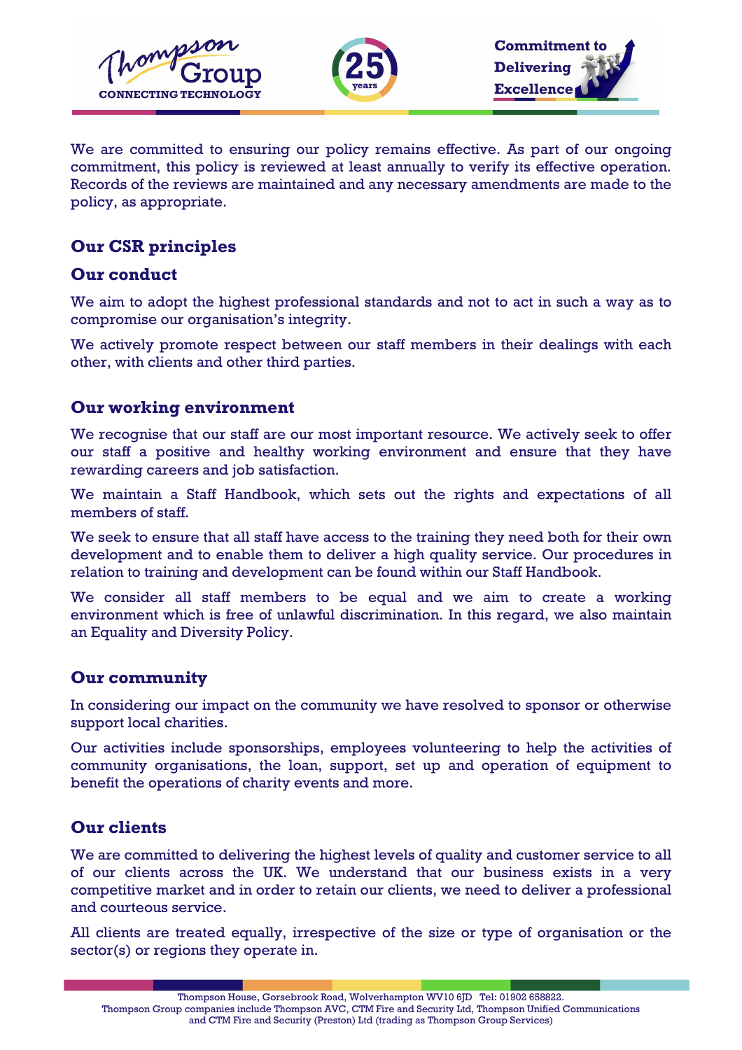We are committed to ensuring our policy remains effective. As part of our ongoing commitment, this policy is reviewed at least annually to verify its effective operation. Records of the reviews are maintained and any necessary amendments are made to the policy, as appropriate.

## Our CSR principles

### Our conduct

We aim to adopt the highest professional standards and not to act in such a way as to compromise our organisation's integrity.

We actively promote respect between our staff members in their dealings with each other, with clients and other third parties.

### Our working environment

We recognise that our staff are our most important resource. We actively seek to offer our staff a positive and healthy working environment and ensure that they have rewarding careers and job satisfaction.

We maintain a Staff Handbook, which sets out the rights and expectations of all members of staff.

We seek to ensure that all staff have access to the training they need both for their own development and to enable them to deliver a high quality service. Our procedures in relation to training and development can be found within our Staff Handbook.

We consider all staff members to be equal and we aim to create a working environment which is free of unlawful discrimination. In this regard, we also maintain an Equality and Diversity Policy.

### Our community

In considering our impact on the community we have resolved to sponsor or otherwise support local charities.

Our activities include sponsorships, employees volunteering to help the activities of community organisations, the loan, support, set up and operation of equipment to benefit the operations of charity events and more.

### Our clients

We are committed to delivering the highest levels of quality and customer service to all of our clients across the UK. We understand that our business exists in a very competitive market and in order to retain our clients, we need to deliver a professional and courteous service.

All clients are treated equally, irrespective of the size or type of organisation or the sector(s) or regions they operate in.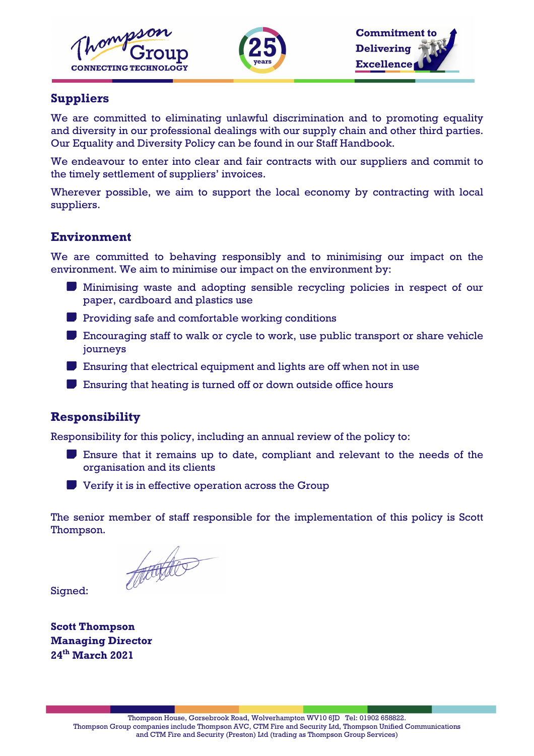## Suppliers

We are committed to eliminating unlawful discrimination and to promoting equality and diversity in our professional dealings with our supply chain and other third parties. Our Equality and Diversity Policy can be found in our Staff Handbook.

We endeavour to enter into clear and fair contracts with our suppliers and commit to the timely settlement of suppliers' invoices.

Wherever possible, we aim to support the local economy by contracting with local suppliers.

## Environment

We are committed to behaving responsibly and to minimising our impact on the environment. We aim to minimise our impact on the environment by:

- Minimising waste and adopting sensible recycling policies in respect of our paper, cardboard and plastics use
- Providing safe and comfortable working conditions
- Encouraging staff to walk or cycle to work, use public transport or share vehicle journeys
- Ensuring that electrical equipment and lights are off when not in use
- Ensuring that heating is turned off or down outside office hours

## Responsibility

Responsibility for this policy, including an annual review of the policy to:

- Ensure that it remains up to date, compliant and relevant to the needs of the organisation and its clients
- Verify it is in effective operation across the Group

The senior member of staff responsible for the implementation of this policy is Scott Thompson.

Signed:

**Scott Thompson**
**Managing Director**
**24th March 2021**